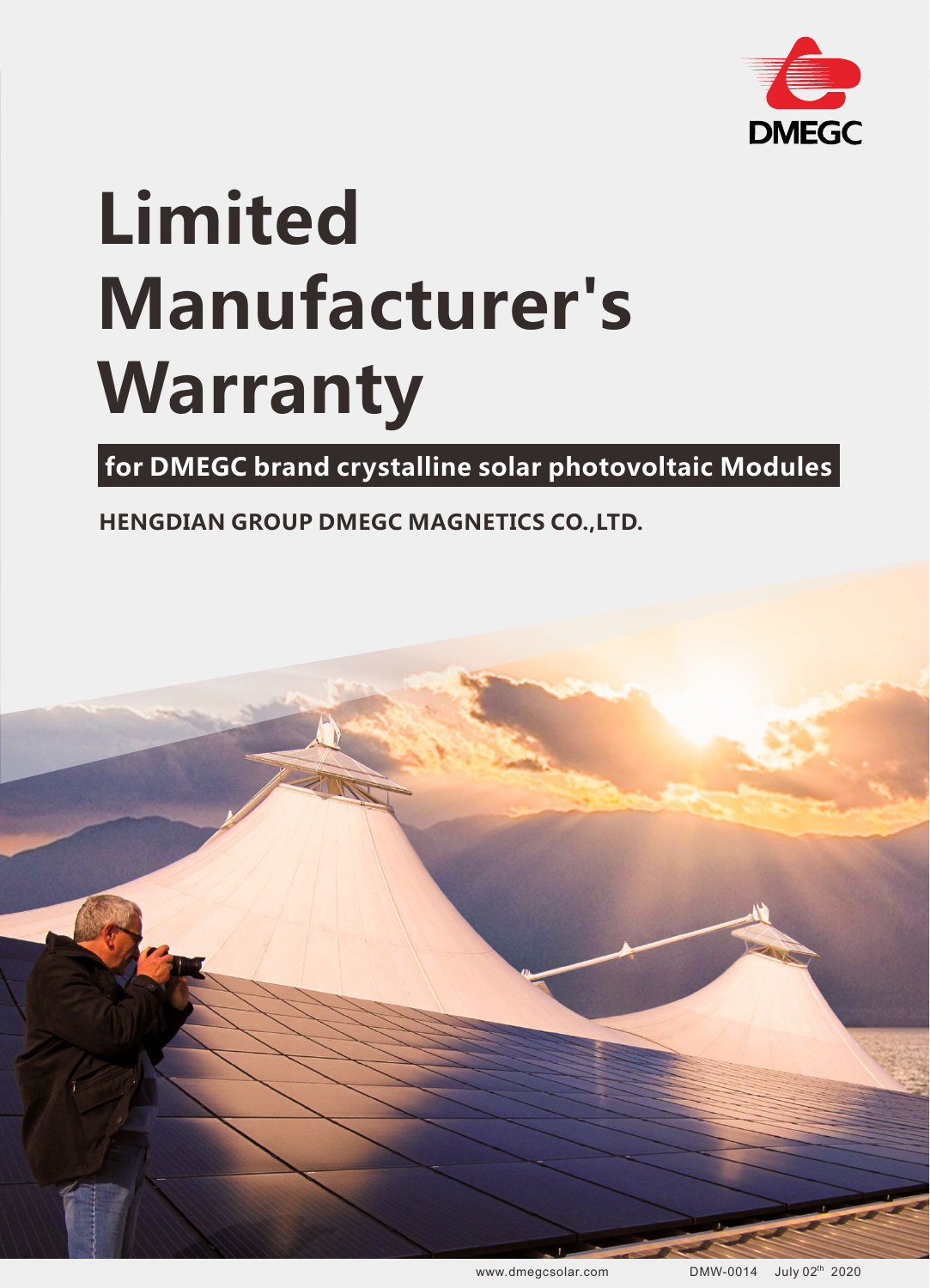DMEGC

# Limited Manufacturer's Warranty

**for DMEGC brand crystalline solar photovoltaic Modules**

**HENGDIAN GROUP DMEGC MAGNETICS CO.,LTD.**

www.dmegcsolar.com DMW-0014 July 02th 2020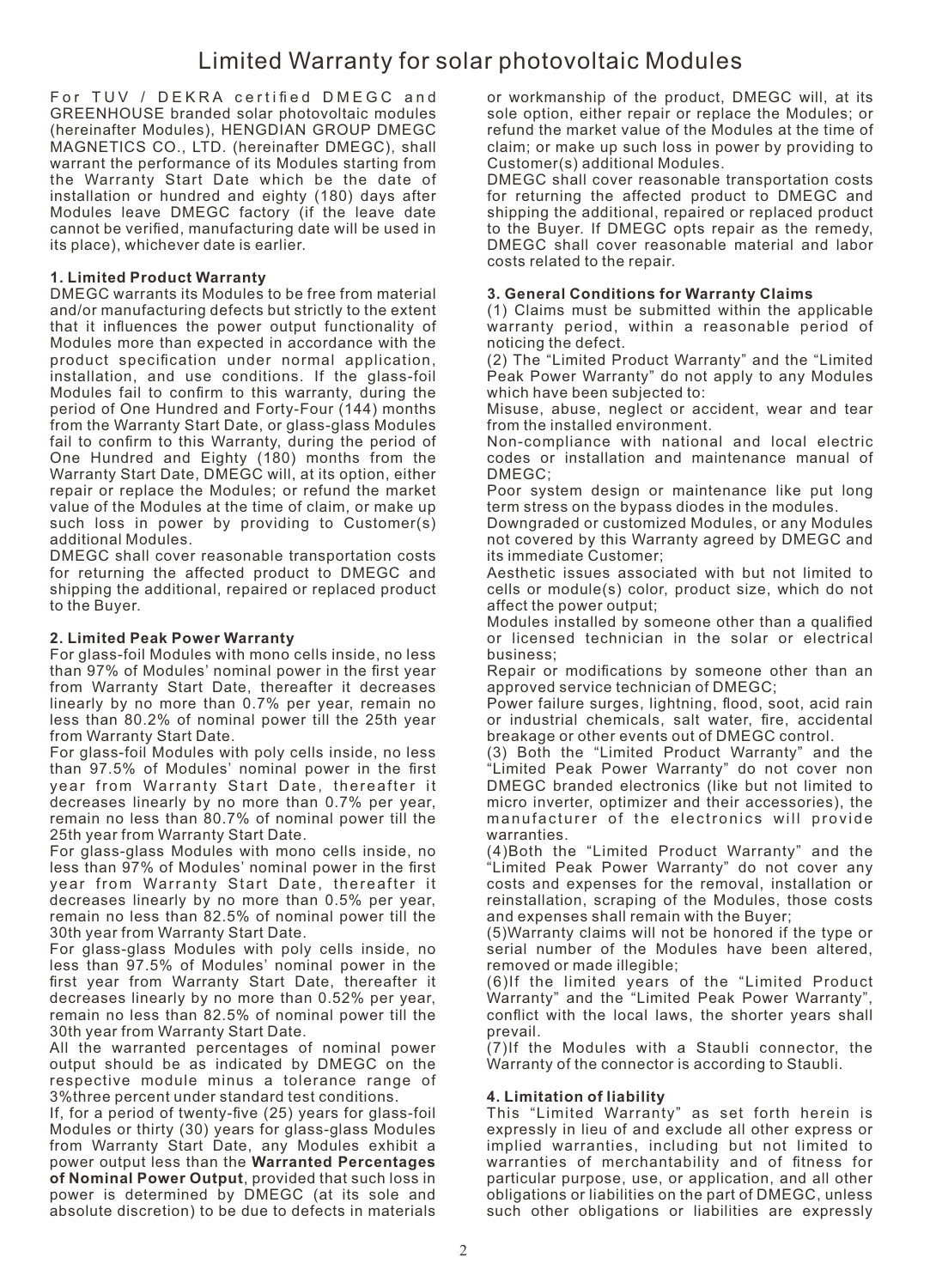# Limited Warranty for solar photovoltaic Modules

For TUV / DEKRA certified DMEGC and GREENHOUSE branded solar photovoltaic modules (hereinafter Modules), HENGDIAN GROUP DMEGC MAGNETICS CO., LTD. (hereinafter DMEGC), shall warrant the performance of its Modules starting from the Warranty Start Date which be the date of installation or hundred and eighty (180) days after Modules leave DMEGC factory (if the leave date cannot be verified, manufacturing date will be used in its place), whichever date is earlier.

### 1. Limited Product Warranty

DMEGC warrants its Modules to be free from material and/or manufacturing defects but strictly to the extent that it influences the power output functionality of Modules more than expected in accordance with the product specification under normal application, installation, and use conditions. If the glass-foil Modules fail to confirm to this warranty, during the period of One Hundred and Forty-Four (144) months from the Warranty Start Date, or glass-glass Modules fail to confirm to this Warranty, during the period of One Hundred and Eighty (180) months from the Warranty Start Date, DMEGC will, at its option, either repair or replace the Modules; or refund the market value of the Modules at the time of claim, or make up such loss in power by providing to Customer(s) additional Modules.

DMEGC shall cover reasonable transportation costs for returning the affected product to DMEGC and shipping the additional, repaired or replaced product to the Buyer.

### 2. Limited Peak Power Warranty

For glass-foil Modules with mono cells inside, no less than 97% of Modules' nominal power in the first year from Warranty Start Date, thereafter it decreases linearly by no more than 0.7% per year, remain no less than 80.2% of nominal power till the 25th year from Warranty Start Date.

For glass-foil Modules with poly cells inside, no less than 97.5% of Modules' nominal power in the first year from Warranty Start Date, thereafter it decreases linearly by no more than 0.7% per year, remain no less than 80.7% of nominal power till the 25th year from Warranty Start Date.

For glass-glass Modules with mono cells inside, no less than 97% of Modules' nominal power in the first year from Warranty Start Date, thereafter it decreases linearly by no more than 0.5% per year, remain no less than 82.5% of nominal power till the 30th year from Warranty Start Date.

For glass-glass Modules with poly cells inside, no less than 97.5% of Modules' nominal power in the first year from Warranty Start Date, thereafter it decreases linearly by no more than 0.52% per year, remain no less than 82.5% of nominal power till the 30th year from Warranty Start Date.

All the warranted percentages of nominal power output should be as indicated by DMEGC on the respective module minus a tolerance range of 3%three percent under standard test conditions.

If, for a period of twenty-five (25) years for glass-foil Modules or thirty (30) years for glass-glass Modules from Warranty Start Date, any Modules exhibit a power output less than the **Warranted Percentages of Nominal Power Output**, provided that such loss in power is determined by DMEGC (at its sole and absolute discretion) to be due to defects in materials or workmanship of the product, DMEGC will, at its sole option, either repair or replace the Modules; or refund the market value of the Modules at the time of claim; or make up such loss in power by providing to Customer(s) additional Modules.

DMEGC shall cover reasonable transportation costs for returning the affected product to DMEGC and shipping the additional, repaired or replaced product to the Buyer. If DMEGC opts repair as the remedy, DMEGC shall cover reasonable material and labor costs related to the repair.

### 3. General Conditions for Warranty Claims

(1) Claims must be submitted within the applicable warranty period, within a reasonable period of noticing the defect.

(2) The "Limited Product Warranty" and the "Limited Peak Power Warranty" do not apply to any Modules which have been subjected to:

Misuse, abuse, neglect or accident, wear and tear from the installed environment.

Non-compliance with national and local electric codes or installation and maintenance manual of DMEGC;

Poor system design or maintenance like put long term stress on the bypass diodes in the modules.

Downgraded or customized Modules, or any Modules not covered by this Warranty agreed by DMEGC and its immediate Customer;

Aesthetic issues associated with but not limited to cells or module(s) color, product size, which do not affect the power output;

Modules installed by someone other than a qualified or licensed technician in the solar or electrical business;

Repair or modifications by someone other than an approved service technician of DMEGC;

Power failure surges, lightning, flood, soot, acid rain or industrial chemicals, salt water, fire, accidental breakage or other events out of DMEGC control.

(3) Both the "Limited Product Warranty" and the "Limited Peak Power Warranty" do not cover non DMEGC branded electronics (like but not limited to micro inverter, optimizer and their accessories), the manufacturer of the electronics will provide warranties.

(4)Both the "Limited Product Warranty" and the "Limited Peak Power Warranty" do not cover any costs and expenses for the removal, installation or reinstallation, scraping of the Modules, those costs and expenses shall remain with the Buyer;

(5)Warranty claims will not be honored if the type or serial number of the Modules have been altered, removed or made illegible;

(6)If the limited years of the "Limited Product Warranty" and the "Limited Peak Power Warranty", conflict with the local laws, the shorter years shall prevail.

(7)If the Modules with a Staubli connector, the Warranty of the connector is according to Staubli.

### 4. Limitation of liability

This "Limited Warranty" as set forth herein is expressly in lieu of and exclude all other express or implied warranties, including but not limited to warranties of merchantability and of fitness for particular purpose, use, or application, and all other obligations or liabilities on the part of DMEGC, unless such other obligations or liabilities are expressly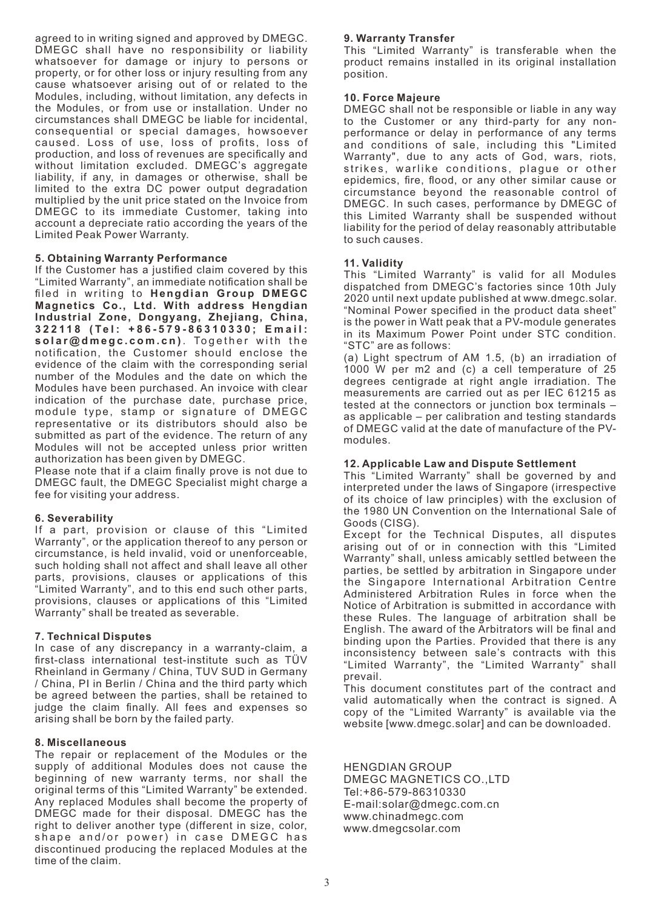agreed to in writing signed and approved by DMEGC. DMEGC shall have no responsibility or liability whatsoever for damage or injury to persons or property, or for other loss or injury resulting from any cause whatsoever arising out of or related to the Modules, including, without limitation, any defects in the Modules, or from use or installation. Under no circumstances shall DMEGC be liable for incidental, consequential or special damages, howsoever caused. Loss of use, loss of profits, loss of production, and loss of revenues are specifically and without limitation excluded. DMEGC's aggregate liability, if any, in damages or otherwise, shall be limited to the extra DC power output degradation multiplied by the unit price stated on the Invoice from DMEGC to its immediate Customer, taking into account a depreciate ratio according the years of the Limited Peak Power Warranty.

#### 5. Obtaining Warranty Performance

If the Customer has a justified claim covered by this "Limited Warranty", an immediate notification shall be filed in writing to **Hengdian Group DMEGC Magnetics Co., Ltd. With address Hengdian Industrial Zone, Dongyang, Zhejiang, China, 322118 (Tel: +86-579-86310330; Email: solar@dmegc.com.cn)**. Together with the notification, the Customer should enclose the evidence of the claim with the corresponding serial number of the Modules and the date on which the Modules have been purchased. An invoice with clear indication of the purchase date, purchase price, module type, stamp or signature of DMEGC representative or its distributors should also be submitted as part of the evidence. The return of any Modules will not be accepted unless prior written authorization has been given by DMEGC.

Please note that if a claim finally prove is not due to DMEGC fault, the DMEGC Specialist might charge a fee for visiting your address.

#### 6. Severability

If a part, provision or clause of this "Limited Warranty", or the application thereof to any person or circumstance, is held invalid, void or unenforceable, such holding shall not affect and shall leave all other parts, provisions, clauses or applications of this "Limited Warranty", and to this end such other parts, provisions, clauses or applications of this "Limited Warranty" shall be treated as severable.

#### 7. Technical Disputes

In case of any discrepancy in a warranty-claim, a first-class international test-institute such as TÜV Rheinland in Germany / China, TUV SUD in Germany / China, PI in Berlin / China and the third party which be agreed between the parties, shall be retained to judge the claim finally. All fees and expenses so arising shall be born by the failed party.

#### 8. Miscellaneous

The repair or replacement of the Modules or the supply of additional Modules does not cause the beginning of new warranty terms, nor shall the original terms of this "Limited Warranty" be extended. Any replaced Modules shall become the property of DMEGC made for their disposal. DMEGC has the right to deliver another type (different in size, color, shape and/or power) in case DMEGC has discontinued producing the replaced Modules at the time of the claim.

#### 9. Warranty Transfer

This "Limited Warranty" is transferable when the product remains installed in its original installation position.

#### 10. Force Majeure

DMEGC shall not be responsible or liable in any way to the Customer or any third-party for any non-performance or delay in performance of any terms and conditions of sale, including this "Limited Warranty", due to any acts of God, wars, riots, strikes, warlike conditions, plague or other epidemics, fire, flood, or any other similar cause or circumstance beyond the reasonable control of DMEGC. In such cases, performance by DMEGC of this Limited Warranty shall be suspended without liability for the period of delay reasonably attributable to such causes.

#### 11. Validity

This "Limited Warranty" is valid for all Modules dispatched from DMEGC's factories since 10th July 2020 until next update published at www.dmegc.solar. "Nominal Power specified in the product data sheet" is the power in Watt peak that a PV-module generates in its Maximum Power Point under STC condition. "STC" are as follows:

(a) Light spectrum of AM 1.5, (b) an irradiation of 1000 W per m2 and (c) a cell temperature of 25 degrees centigrade at right angle irradiation. The measurements are carried out as per IEC 61215 as tested at the connectors or junction box terminals – as applicable – per calibration and testing standards of DMEGC valid at the date of manufacture of the PV-modules.

#### 12. Applicable Law and Dispute Settlement

This "Limited Warranty" shall be governed by and interpreted under the laws of Singapore (irrespective of its choice of law principles) with the exclusion of the 1980 UN Convention on the International Sale of Goods (CISG).

Except for the Technical Disputes, all disputes arising out of or in connection with this "Limited Warranty" shall, unless amicably settled between the parties, be settled by arbitration in Singapore under the Singapore International Arbitration Centre Administered Arbitration Rules in force when the Notice of Arbitration is submitted in accordance with these Rules. The language of arbitration shall be English. The award of the Arbitrators will be final and binding upon the Parties. Provided that there is any inconsistency between sale's contracts with this "Limited Warranty", the "Limited Warranty" shall prevail.

This document constitutes part of the contract and valid automatically when the contract is signed. A copy of the "Limited Warranty" is available via the website [www.dmegc.solar] and can be downloaded.

HENGDIAN GROUP
DMEGC MAGNETICS CO.,LTD
Tel:+86-579-86310330
E-mail:solar@dmegc.com.cn
www.chinadmegc.com
www.dmegcsolar.com